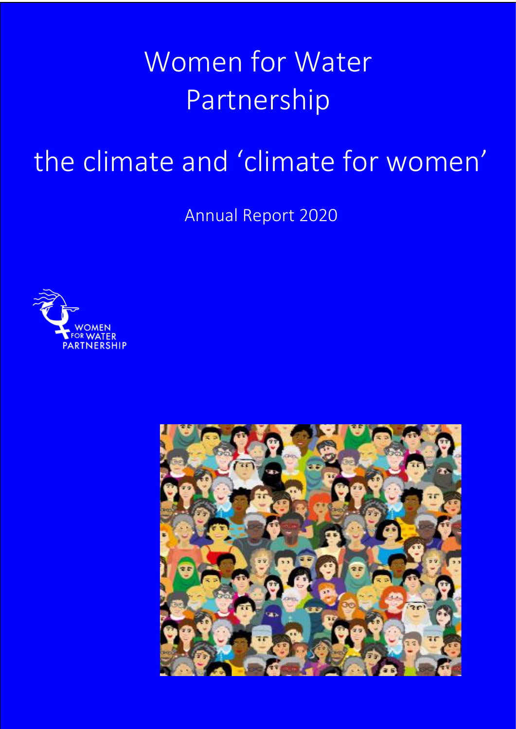# Women for Water Partnership

## the climate and 'climate for women'

Annual Report 2020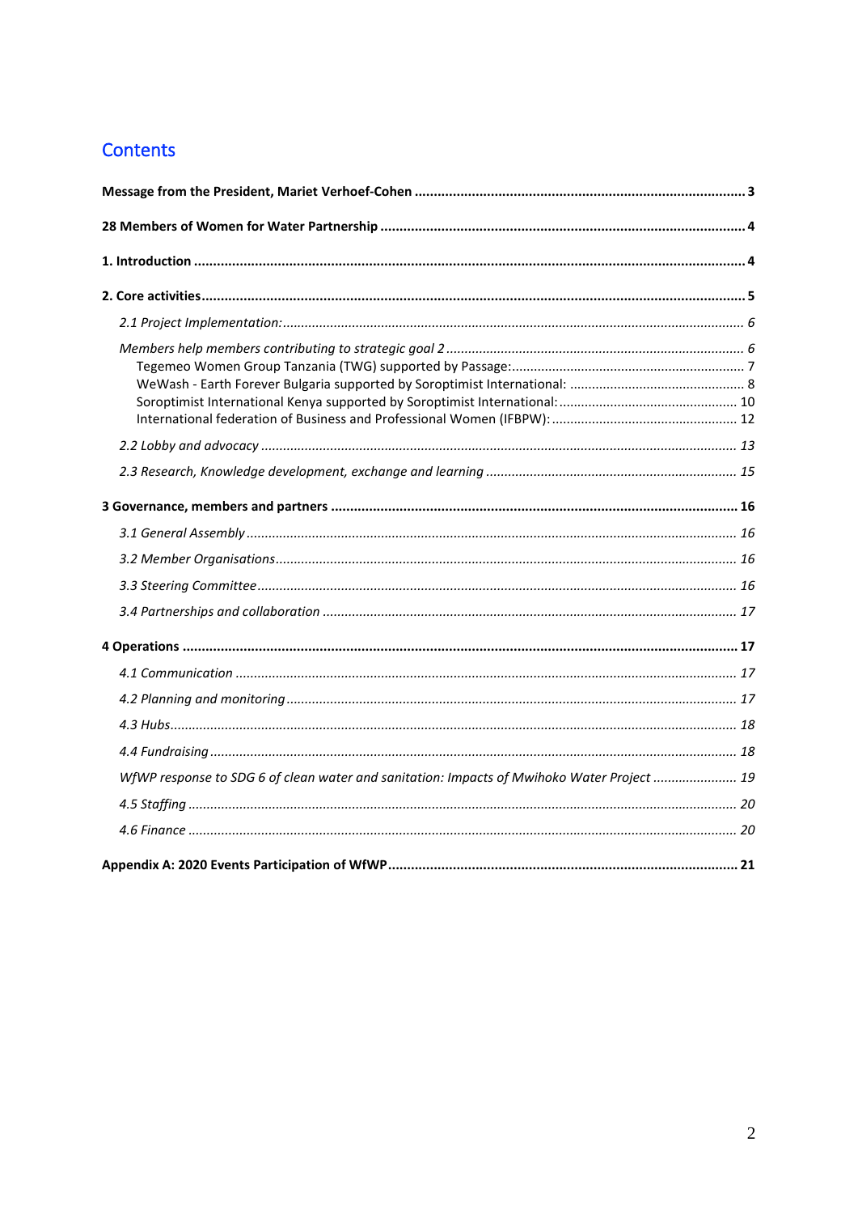# Contents

**Message from the President, Mariet Verhoef-Cohen** ..... **3**

**28 Members of Women for Water Partnership** ..... **4**

**1. Introduction** ..... **4**

**2. Core activities** ..... **5**

*2.1 Project Implementation:* ..... *6*

*Members help members contributing to strategic goal 2* ..... *6*

Tegemeo Women Group Tanzania (TWG) supported by Passage: ..... 7

WeWash - Earth Forever Bulgaria supported by Soroptimist International: ..... 8

Soroptimist International Kenya supported by Soroptimist International: ..... 10

International federation of Business and Professional Women (IFBPW): ..... 12

*2.2 Lobby and advocacy* ..... *13*

*2.3 Research, Knowledge development, exchange and learning* ..... *15*

**3 Governance, members and partners** ..... **16**

*3.1 General Assembly* ..... *16*

*3.2 Member Organisations* ..... *16*

*3.3 Steering Committee* ..... *16*

*3.4 Partnerships and collaboration* ..... *17*

**4 Operations** ..... **17**

*4.1 Communication* ..... *17*

*4.2 Planning and monitoring* ..... *17*

*4.3 Hubs* ..... *18*

*4.4 Fundraising* ..... *18*

*WfWP response to SDG 6 of clean water and sanitation: Impacts of Mwihoko Water Project* ..... *19*

*4.5 Staffing* ..... *20*

*4.6 Finance* ..... *20*

**Appendix A: 2020 Events Participation of WfWP** ..... **21**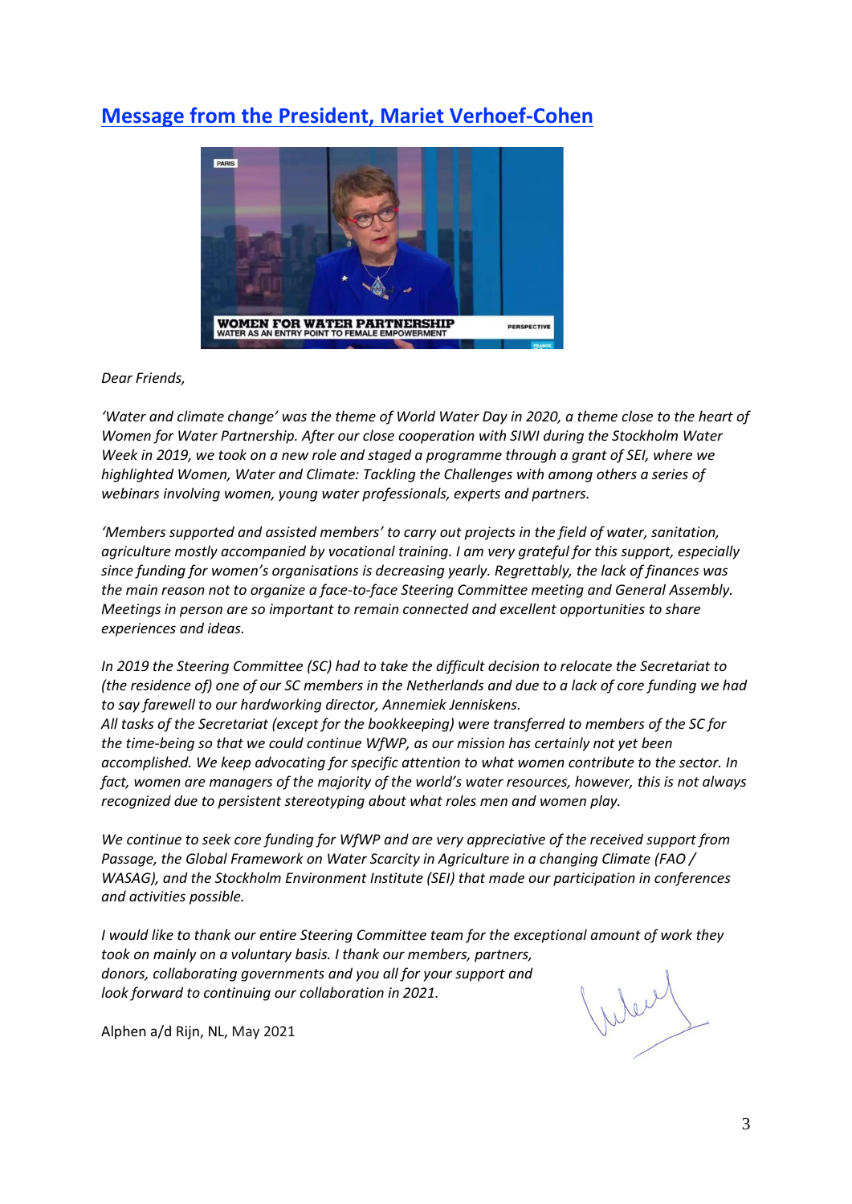## Message from the President, Mariet Verhoef-Cohen

*Dear Friends,*

*'Water and climate change' was the theme of World Water Day in 2020, a theme close to the heart of Women for Water Partnership. After our close cooperation with SIWI during the Stockholm Water Week in 2019, we took on a new role and staged a programme through a grant of SEI, where we highlighted Women, Water and Climate: Tackling the Challenges with among others a series of webinars involving women, young water professionals, experts and partners.*

*'Members supported and assisted members' to carry out projects in the field of water, sanitation, agriculture mostly accompanied by vocational training. I am very grateful for this support, especially since funding for women's organisations is decreasing yearly. Regrettably, the lack of finances was the main reason not to organize a face-to-face Steering Committee meeting and General Assembly. Meetings in person are so important to remain connected and excellent opportunities to share experiences and ideas.*

*In 2019 the Steering Committee (SC) had to take the difficult decision to relocate the Secretariat to (the residence of) one of our SC members in the Netherlands and due to a lack of core funding we had to say farewell to our hardworking director, Annemiek Jenniskens.*
*All tasks of the Secretariat (except for the bookkeeping) were transferred to members of the SC for the time-being so that we could continue WfWP, as our mission has certainly not yet been accomplished. We keep advocating for specific attention to what women contribute to the sector. In fact, women are managers of the majority of the world's water resources, however, this is not always recognized due to persistent stereotyping about what roles men and women play.*

*We continue to seek core funding for WfWP and are very appreciative of the received support from Passage, the Global Framework on Water Scarcity in Agriculture in a changing Climate (FAO / WASAG), and the Stockholm Environment Institute (SEI) that made our participation in conferences and activities possible.*

*I would like to thank our entire Steering Committee team for the exceptional amount of work they took on mainly on a voluntary basis. I thank our members, partners, donors, collaborating governments and you all for your support and look forward to continuing our collaboration in 2021.*

Alphen a/d Rijn, NL, May 2021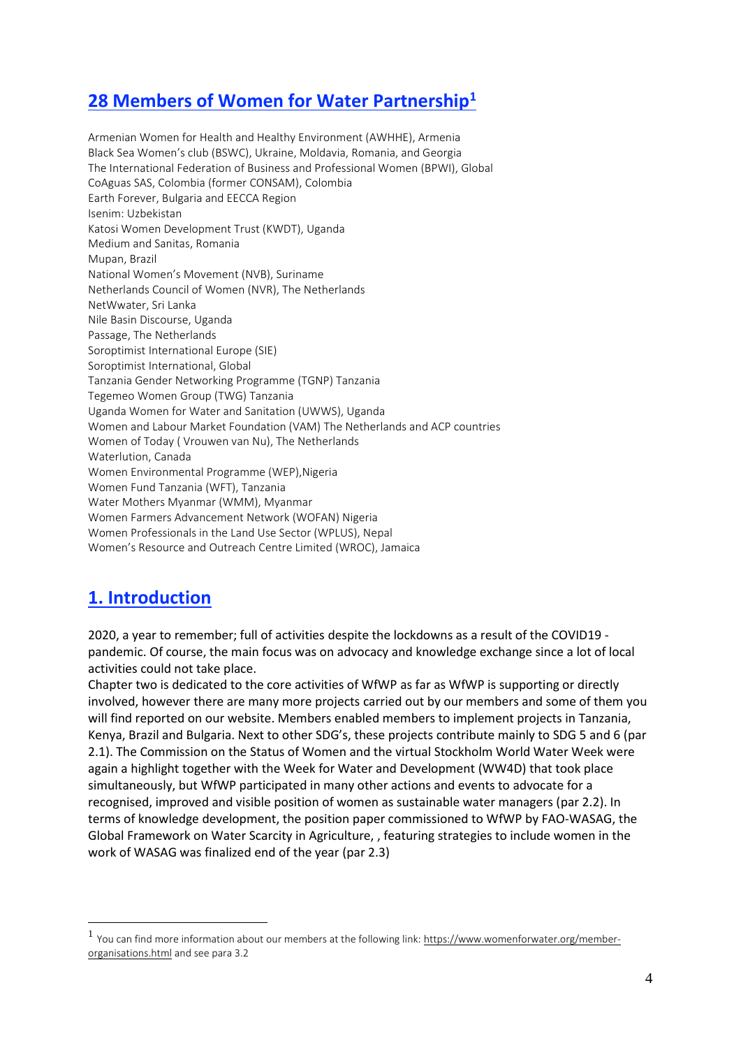## 28 Members of Women for Water Partnership[1]

Armenian Women for Health and Healthy Environment (AWHHE), Armenia
Black Sea Women's club (BSWC), Ukraine, Moldavia, Romania, and Georgia
The International Federation of Business and Professional Women (BPWI), Global
CoAguas SAS, Colombia (former CONSAM), Colombia
Earth Forever, Bulgaria and EECCA Region
Isenim: Uzbekistan
Katosi Women Development Trust (KWDT), Uganda
Medium and Sanitas, Romania
Mupan, Brazil
National Women's Movement (NVB), Suriname
Netherlands Council of Women (NVR), The Netherlands
NetWwater, Sri Lanka
Nile Basin Discourse, Uganda
Passage, The Netherlands
Soroptimist International Europe (SIE)
Soroptimist International, Global
Tanzania Gender Networking Programme (TGNP) Tanzania
Tegemeo Women Group (TWG) Tanzania
Uganda Women for Water and Sanitation (UWWS), Uganda
Women and Labour Market Foundation (VAM) The Netherlands and ACP countries
Women of Today ( Vrouwen van Nu), The Netherlands
Waterlution, Canada
Women Environmental Programme (WEP),Nigeria
Women Fund Tanzania (WFT), Tanzania
Water Mothers Myanmar (WMM), Myanmar
Women Farmers Advancement Network (WOFAN) Nigeria
Women Professionals in the Land Use Sector (WPLUS), Nepal
Women's Resource and Outreach Centre Limited (WROC), Jamaica

## 1. Introduction

2020, a year to remember; full of activities despite the lockdowns as a result of the COVID19 - pandemic. Of course, the main focus was on advocacy and knowledge exchange since a lot of local activities could not take place.
Chapter two is dedicated to the core activities of WfWP as far as WfWP is supporting or directly involved, however there are many more projects carried out by our members and some of them you will find reported on our website. Members enabled members to implement projects in Tanzania, Kenya, Brazil and Bulgaria. Next to other SDG's, these projects contribute mainly to SDG 5 and 6 (par 2.1). The Commission on the Status of Women and the virtual Stockholm World Water Week were again a highlight together with the Week for Water and Development (WW4D) that took place simultaneously, but WfWP participated in many other actions and events to advocate for a recognised, improved and visible position of women as sustainable water managers (par 2.2). In terms of knowledge development, the position paper commissioned to WfWP by FAO-WASAG, the Global Framework on Water Scarcity in Agriculture, , featuring strategies to include women in the work of WASAG was finalized end of the year (par 2.3)

[1] You can find more information about our members at the following link: https://www.womenforwater.org/member-organisations.html and see para 3.2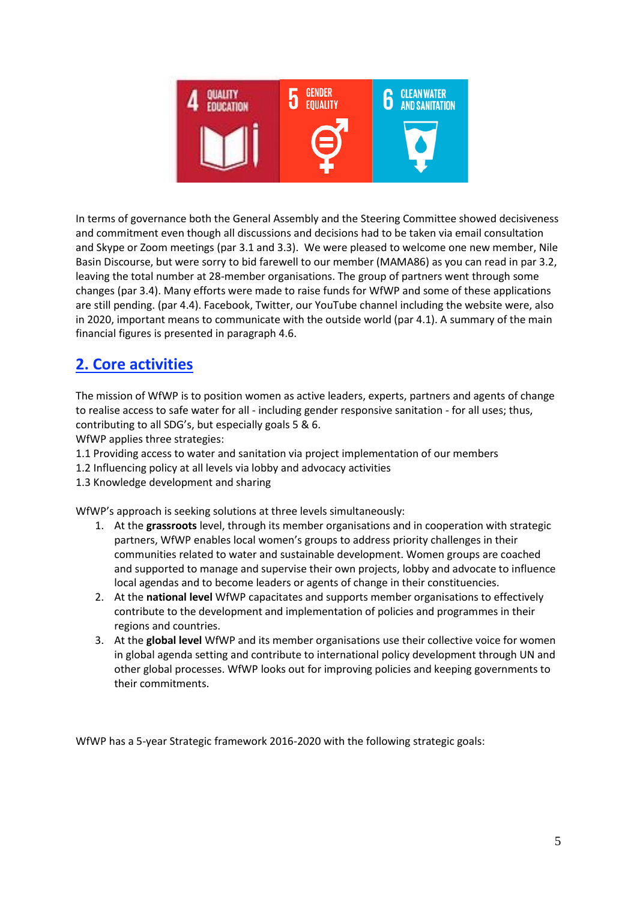In terms of governance both the General Assembly and the Steering Committee showed decisiveness and commitment even though all discussions and decisions had to be taken via email consultation and Skype or Zoom meetings (par 3.1 and 3.3). We were pleased to welcome one new member, Nile Basin Discourse, but were sorry to bid farewell to our member (MAMA86) as you can read in par 3.2, leaving the total number at 28-member organisations. The group of partners went through some changes (par 3.4). Many efforts were made to raise funds for WfWP and some of these applications are still pending. (par 4.4). Facebook, Twitter, our YouTube channel including the website were, also in 2020, important means to communicate with the outside world (par 4.1). A summary of the main financial figures is presented in paragraph 4.6.

## 2. Core activities

The mission of WfWP is to position women as active leaders, experts, partners and agents of change to realise access to safe water for all - including gender responsive sanitation - for all uses; thus, contributing to all SDG's, but especially goals 5 & 6.
WfWP applies three strategies:
1.1 Providing access to water and sanitation via project implementation of our members
1.2 Influencing policy at all levels via lobby and advocacy activities
1.3 Knowledge development and sharing

WfWP's approach is seeking solutions at three levels simultaneously:

1. At the **grassroots** level, through its member organisations and in cooperation with strategic partners, WfWP enables local women's groups to address priority challenges in their communities related to water and sustainable development. Women groups are coached and supported to manage and supervise their own projects, lobby and advocate to influence local agendas and to become leaders or agents of change in their constituencies.
2. At the **national level** WfWP capacitates and supports member organisations to effectively contribute to the development and implementation of policies and programmes in their regions and countries.
3. At the **global level** WfWP and its member organisations use their collective voice for women in global agenda setting and contribute to international policy development through UN and other global processes. WfWP looks out for improving policies and keeping governments to their commitments.

WfWP has a 5-year Strategic framework 2016-2020 with the following strategic goals: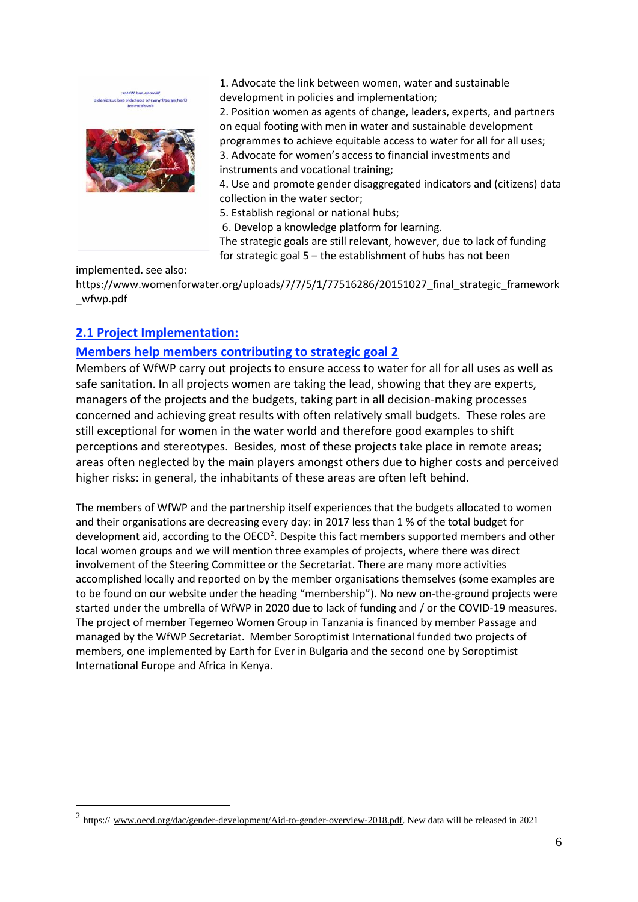1. Advocate the link between women, water and sustainable development in policies and implementation;
2. Position women as agents of change, leaders, experts, and partners on equal footing with men in water and sustainable development programmes to achieve equitable access to water for all for all uses;
3. Advocate for women's access to financial investments and instruments and vocational training;
4. Use and promote gender disaggregated indicators and (citizens) data collection in the water sector;
5. Establish regional or national hubs;
6. Develop a knowledge platform for learning.

The strategic goals are still relevant, however, due to lack of funding for strategic goal 5 – the establishment of hubs has not been implemented. see also: https://www.womenforwater.org/uploads/7/7/5/1/77516286/20151027_final_strategic_framework_wfwp.pdf

## 2.1 Project Implementation:

## Members help members contributing to strategic goal 2

Members of WfWP carry out projects to ensure access to water for all for all uses as well as safe sanitation. In all projects women are taking the lead, showing that they are experts, managers of the projects and the budgets, taking part in all decision-making processes concerned and achieving great results with often relatively small budgets. These roles are still exceptional for women in the water world and therefore good examples to shift perceptions and stereotypes. Besides, most of these projects take place in remote areas; areas often neglected by the main players amongst others due to higher costs and perceived higher risks: in general, the inhabitants of these areas are often left behind.

The members of WfWP and the partnership itself experiences that the budgets allocated to women and their organisations are decreasing every day: in 2017 less than 1 % of the total budget for development aid, according to the OECD[2]. Despite this fact members supported members and other local women groups and we will mention three examples of projects, where there was direct involvement of the Steering Committee or the Secretariat. There are many more activities accomplished locally and reported on by the member organisations themselves (some examples are to be found on our website under the heading "membership"). No new on-the-ground projects were started under the umbrella of WfWP in 2020 due to lack of funding and / or the COVID-19 measures. The project of member Tegemeo Women Group in Tanzania is financed by member Passage and managed by the WfWP Secretariat. Member Soroptimist International funded two projects of members, one implemented by Earth for Ever in Bulgaria and the second one by Soroptimist International Europe and Africa in Kenya.

---

[2] https:// www.oecd.org/dac/gender-development/Aid-to-gender-overview-2018.pdf. New data will be released in 2021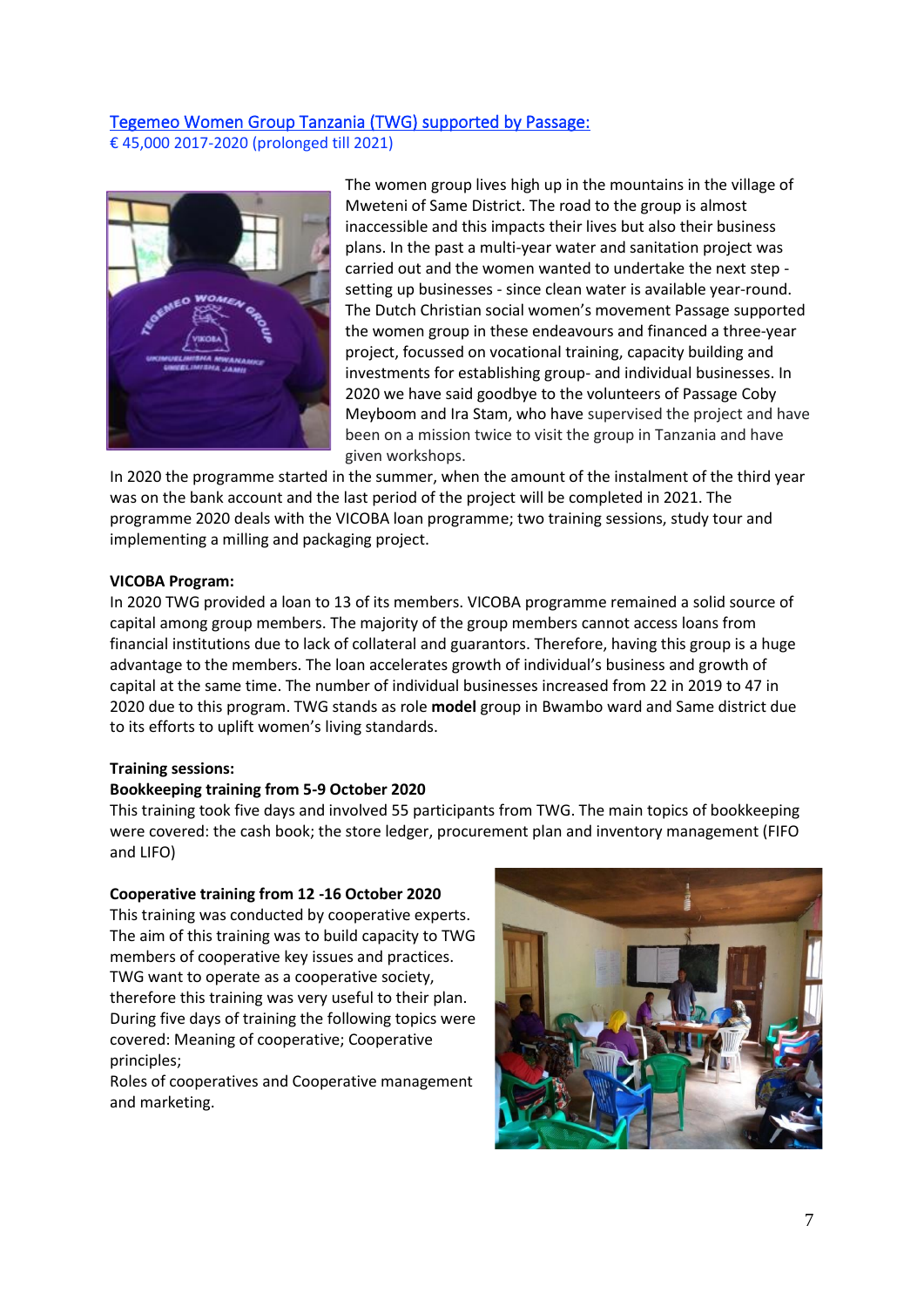## Tegemeo Women Group Tanzania (TWG) supported by Passage:

€ 45,000 2017-2020 (prolonged till 2021)

The women group lives high up in the mountains in the village of Mweteni of Same District. The road to the group is almost inaccessible and this impacts their lives but also their business plans. In the past a multi-year water and sanitation project was carried out and the women wanted to undertake the next step - setting up businesses - since clean water is available year-round. The Dutch Christian social women's movement Passage supported the women group in these endeavours and financed a three-year project, focussed on vocational training, capacity building and investments for establishing group- and individual businesses. In 2020 we have said goodbye to the volunteers of Passage Coby Meyboom and Ira Stam, who have supervised the project and have been on a mission twice to visit the group in Tanzania and have given workshops.

In 2020 the programme started in the summer, when the amount of the instalment of the third year was on the bank account and the last period of the project will be completed in 2021. The programme 2020 deals with the VICOBA loan programme; two training sessions, study tour and implementing a milling and packaging project.

**VICOBA Program:**

In 2020 TWG provided a loan to 13 of its members. VICOBA programme remained a solid source of capital among group members. The majority of the group members cannot access loans from financial institutions due to lack of collateral and guarantors. Therefore, having this group is a huge advantage to the members. The loan accelerates growth of individual's business and growth of capital at the same time. The number of individual businesses increased from 22 in 2019 to 47 in 2020 due to this program. TWG stands as role **model** group in Bwambo ward and Same district due to its efforts to uplift women's living standards.

**Training sessions:**

**Bookkeeping training from 5-9 October 2020**

This training took five days and involved 55 participants from TWG. The main topics of bookkeeping were covered: the cash book; the store ledger, procurement plan and inventory management (FIFO and LIFO)

**Cooperative training from 12 -16 October 2020**

This training was conducted by cooperative experts. The aim of this training was to build capacity to TWG members of cooperative key issues and practices. TWG want to operate as a cooperative society, therefore this training was very useful to their plan. During five days of training the following topics were covered: Meaning of cooperative; Cooperative principles;

Roles of cooperatives and Cooperative management and marketing.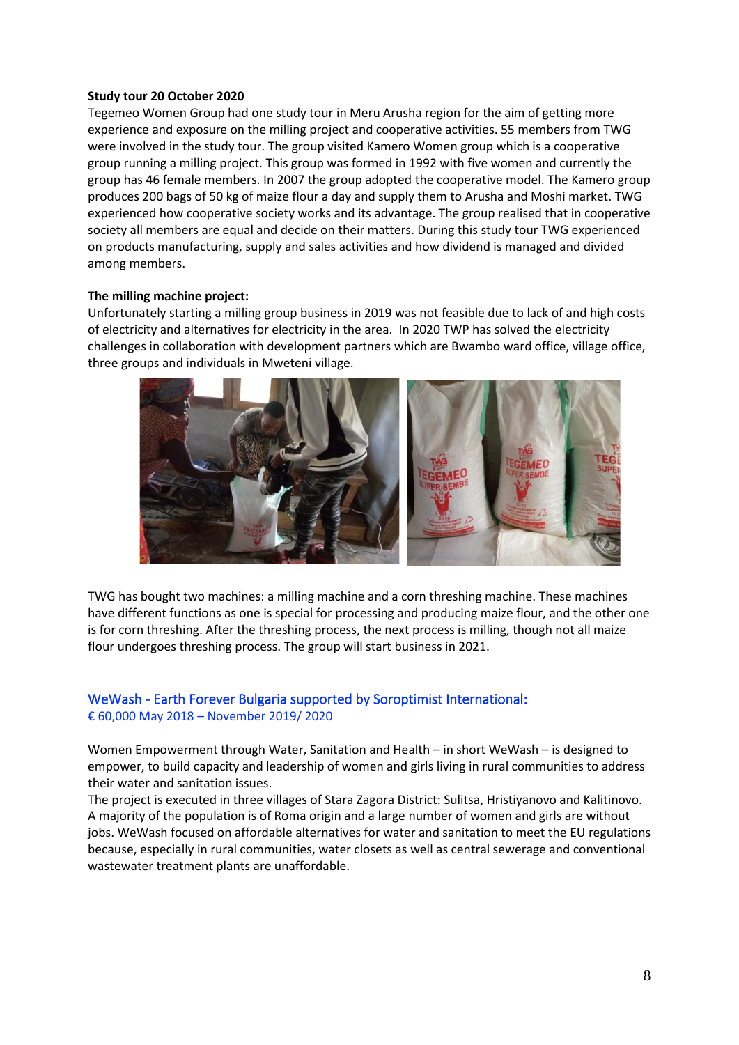**Study tour 20 October 2020**

Tegemeo Women Group had one study tour in Meru Arusha region for the aim of getting more experience and exposure on the milling project and cooperative activities. 55 members from TWG were involved in the study tour. The group visited Kamero Women group which is a cooperative group running a milling project. This group was formed in 1992 with five women and currently the group has 46 female members. In 2007 the group adopted the cooperative model. The Kamero group produces 200 bags of 50 kg of maize flour a day and supply them to Arusha and Moshi market. TWG experienced how cooperative society works and its advantage. The group realised that in cooperative society all members are equal and decide on their matters. During this study tour TWG experienced on products manufacturing, supply and sales activities and how dividend is managed and divided among members.

**The milling machine project:**

Unfortunately starting a milling group business in 2019 was not feasible due to lack of and high costs of electricity and alternatives for electricity in the area. In 2020 TWP has solved the electricity challenges in collaboration with development partners which are Bwambo ward office, village office, three groups and individuals in Mweteni village.

TWG has bought two machines: a milling machine and a corn threshing machine. These machines have different functions as one is special for processing and producing maize flour, and the other one is for corn threshing. After the threshing process, the next process is milling, though not all maize flour undergoes threshing process. The group will start business in 2021.

## WeWash - Earth Forever Bulgaria supported by Soroptimist International:

€ 60,000 May 2018 – November 2019/ 2020

Women Empowerment through Water, Sanitation and Health – in short WeWash – is designed to empower, to build capacity and leadership of women and girls living in rural communities to address their water and sanitation issues.

The project is executed in three villages of Stara Zagora District: Sulitsa, Hristiyanovo and Kalitinovo. A majority of the population is of Roma origin and a large number of women and girls are without jobs. WeWash focused on affordable alternatives for water and sanitation to meet the EU regulations because, especially in rural communities, water closets as well as central sewerage and conventional wastewater treatment plants are unaffordable.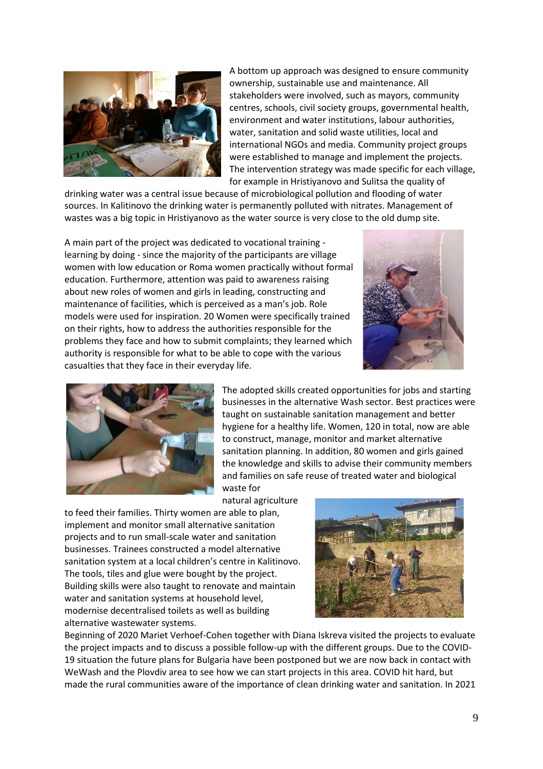A bottom up approach was designed to ensure community ownership, sustainable use and maintenance. All stakeholders were involved, such as mayors, community centres, schools, civil society groups, governmental health, environment and water institutions, labour authorities, water, sanitation and solid waste utilities, local and international NGOs and media. Community project groups were established to manage and implement the projects. The intervention strategy was made specific for each village, for example in Hristiyanovo and Sulitsa the quality of drinking water was a central issue because of microbiological pollution and flooding of water sources. In Kalitinovo the drinking water is permanently polluted with nitrates. Management of wastes was a big topic in Hristiyanovo as the water source is very close to the old dump site.

A main part of the project was dedicated to vocational training - learning by doing - since the majority of the participants are village women with low education or Roma women practically without formal education. Furthermore, attention was paid to awareness raising about new roles of women and girls in leading, constructing and maintenance of facilities, which is perceived as a man's job. Role models were used for inspiration. 20 Women were specifically trained on their rights, how to address the authorities responsible for the problems they face and how to submit complaints; they learned which authority is responsible for what to be able to cope with the various casualties that they face in their everyday life.

The adopted skills created opportunities for jobs and starting businesses in the alternative Wash sector. Best practices were taught on sustainable sanitation management and better hygiene for a healthy life. Women, 120 in total, now are able to construct, manage, monitor and market alternative sanitation planning. In addition, 80 women and girls gained the knowledge and skills to advise their community members and families on safe reuse of treated water and biological waste for natural agriculture to feed their families. Thirty women are able to plan, implement and monitor small alternative sanitation projects and to run small-scale water and sanitation businesses. Trainees constructed a model alternative sanitation system at a local children's centre in Kalitinovo. The tools, tiles and glue were bought by the project. Building skills were also taught to renovate and maintain water and sanitation systems at household level, modernise decentralised toilets as well as building alternative wastewater systems.

Beginning of 2020 Mariet Verhoef-Cohen together with Diana Iskreva visited the projects to evaluate the project impacts and to discuss a possible follow-up with the different groups. Due to the COVID-19 situation the future plans for Bulgaria have been postponed but we are now back in contact with WeWash and the Plovdiv area to see how we can start projects in this area. COVID hit hard, but made the rural communities aware of the importance of clean drinking water and sanitation. In 2021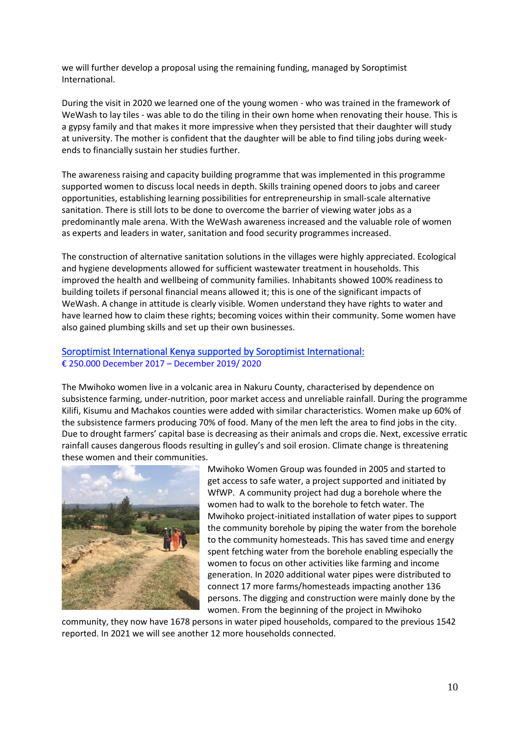we will further develop a proposal using the remaining funding, managed by Soroptimist International.

During the visit in 2020 we learned one of the young women - who was trained in the framework of WeWash to lay tiles - was able to do the tiling in their own home when renovating their house. This is a gypsy family and that makes it more impressive when they persisted that their daughter will study at university. The mother is confident that the daughter will be able to find tiling jobs during week-ends to financially sustain her studies further.

The awareness raising and capacity building programme that was implemented in this programme supported women to discuss local needs in depth. Skills training opened doors to jobs and career opportunities, establishing learning possibilities for entrepreneurship in small-scale alternative sanitation. There is still lots to be done to overcome the barrier of viewing water jobs as a predominantly male arena. With the WeWash awareness increased and the valuable role of women as experts and leaders in water, sanitation and food security programmes increased.

The construction of alternative sanitation solutions in the villages were highly appreciated. Ecological and hygiene developments allowed for sufficient wastewater treatment in households. This improved the health and wellbeing of community families. Inhabitants showed 100% readiness to building toilets if personal financial means allowed it; this is one of the significant impacts of WeWash. A change in attitude is clearly visible. Women understand they have rights to water and have learned how to claim these rights; becoming voices within their community. Some women have also gained plumbing skills and set up their own businesses.

### Soroptimist International Kenya supported by Soroptimist International:
€ 250.000 December 2017 – December 2019/ 2020

The Mwihoko women live in a volcanic area in Nakuru County, characterised by dependence on subsistence farming, under-nutrition, poor market access and unreliable rainfall. During the programme Kilifi, Kisumu and Machakos counties were added with similar characteristics. Women make up 60% of the subsistence farmers producing 70% of food. Many of the men left the area to find jobs in the city. Due to drought farmers' capital base is decreasing as their animals and crops die. Next, excessive erratic rainfall causes dangerous floods resulting in gulley's and soil erosion. Climate change is threatening these women and their communities.

Mwihoko Women Group was founded in 2005 and started to get access to safe water, a project supported and initiated by WfWP. A community project had dug a borehole where the women had to walk to the borehole to fetch water. The Mwihoko project-initiated installation of water pipes to support the community borehole by piping the water from the borehole to the community homesteads. This has saved time and energy spent fetching water from the borehole enabling especially the women to focus on other activities like farming and income generation. In 2020 additional water pipes were distributed to connect 17 more farms/homesteads impacting another 136 persons. The digging and construction were mainly done by the women. From the beginning of the project in Mwihoko community, they now have 1678 persons in water piped households, compared to the previous 1542 reported. In 2021 we will see another 12 more households connected.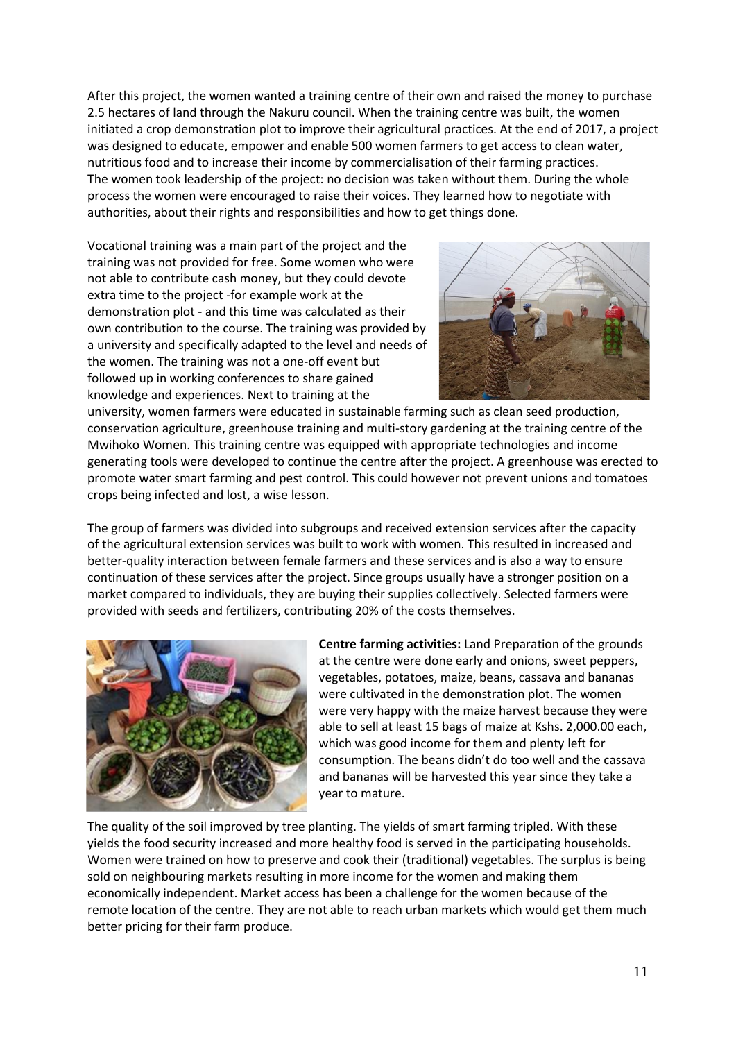After this project, the women wanted a training centre of their own and raised the money to purchase 2.5 hectares of land through the Nakuru council. When the training centre was built, the women initiated a crop demonstration plot to improve their agricultural practices. At the end of 2017, a project was designed to educate, empower and enable 500 women farmers to get access to clean water, nutritious food and to increase their income by commercialisation of their farming practices. The women took leadership of the project: no decision was taken without them. During the whole process the women were encouraged to raise their voices. They learned how to negotiate with authorities, about their rights and responsibilities and how to get things done.

Vocational training was a main part of the project and the training was not provided for free. Some women who were not able to contribute cash money, but they could devote extra time to the project -for example work at the demonstration plot - and this time was calculated as their own contribution to the course. The training was provided by a university and specifically adapted to the level and needs of the women. The training was not a one-off event but followed up in working conferences to share gained knowledge and experiences. Next to training at the university, women farmers were educated in sustainable farming such as clean seed production, conservation agriculture, greenhouse training and multi-story gardening at the training centre of the Mwihoko Women. This training centre was equipped with appropriate technologies and income generating tools were developed to continue the centre after the project. A greenhouse was erected to promote water smart farming and pest control. This could however not prevent unions and tomatoes crops being infected and lost, a wise lesson.

The group of farmers was divided into subgroups and received extension services after the capacity of the agricultural extension services was built to work with women. This resulted in increased and better-quality interaction between female farmers and these services and is also a way to ensure continuation of these services after the project. Since groups usually have a stronger position on a market compared to individuals, they are buying their supplies collectively. Selected farmers were provided with seeds and fertilizers, contributing 20% of the costs themselves.

**Centre farming activities:** Land Preparation of the grounds at the centre were done early and onions, sweet peppers, vegetables, potatoes, maize, beans, cassava and bananas were cultivated in the demonstration plot. The women were very happy with the maize harvest because they were able to sell at least 15 bags of maize at Kshs. 2,000.00 each, which was good income for them and plenty left for consumption. The beans didn't do too well and the cassava and bananas will be harvested this year since they take a year to mature.

The quality of the soil improved by tree planting. The yields of smart farming tripled. With these yields the food security increased and more healthy food is served in the participating households. Women were trained on how to preserve and cook their (traditional) vegetables. The surplus is being sold on neighbouring markets resulting in more income for the women and making them economically independent. Market access has been a challenge for the women because of the remote location of the centre. They are not able to reach urban markets which would get them much better pricing for their farm produce.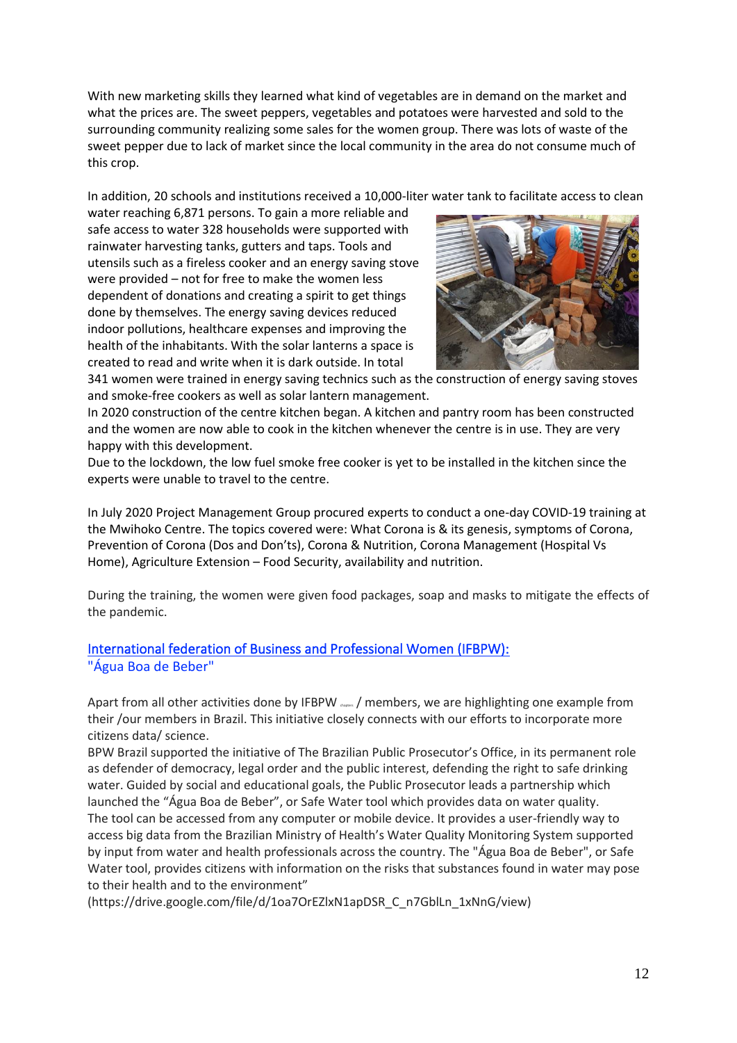With new marketing skills they learned what kind of vegetables are in demand on the market and what the prices are. The sweet peppers, vegetables and potatoes were harvested and sold to the surrounding community realizing some sales for the women group. There was lots of waste of the sweet pepper due to lack of market since the local community in the area do not consume much of this crop.

In addition, 20 schools and institutions received a 10,000-liter water tank to facilitate access to clean water reaching 6,871 persons. To gain a more reliable and safe access to water 328 households were supported with rainwater harvesting tanks, gutters and taps. Tools and utensils such as a fireless cooker and an energy saving stove were provided – not for free to make the women less dependent of donations and creating a spirit to get things done by themselves. The energy saving devices reduced indoor pollutions, healthcare expenses and improving the health of the inhabitants. With the solar lanterns a space is created to read and write when it is dark outside. In total 341 women were trained in energy saving technics such as the construction of energy saving stoves and smoke-free cookers as well as solar lantern management.

In 2020 construction of the centre kitchen began. A kitchen and pantry room has been constructed and the women are now able to cook in the kitchen whenever the centre is in use. They are very happy with this development.

Due to the lockdown, the low fuel smoke free cooker is yet to be installed in the kitchen since the experts were unable to travel to the centre.

In July 2020 Project Management Group procured experts to conduct a one-day COVID-19 training at the Mwihoko Centre. The topics covered were: What Corona is & its genesis, symptoms of Corona, Prevention of Corona (Dos and Don'ts), Corona & Nutrition, Corona Management (Hospital Vs Home), Agriculture Extension – Food Security, availability and nutrition.

During the training, the women were given food packages, soap and masks to mitigate the effects of the pandemic.

## International federation of Business and Professional Women (IFBPW): "Água Boa de Beber"

Apart from all other activities done by IFBPW chapters / members, we are highlighting one example from their /our members in Brazil. This initiative closely connects with our efforts to incorporate more citizens data/ science.

BPW Brazil supported the initiative of The Brazilian Public Prosecutor's Office, in its permanent role as defender of democracy, legal order and the public interest, defending the right to safe drinking water. Guided by social and educational goals, the Public Prosecutor leads a partnership which launched the "Água Boa de Beber", or Safe Water tool which provides data on water quality.

The tool can be accessed from any computer or mobile device. It provides a user-friendly way to access big data from the Brazilian Ministry of Health's Water Quality Monitoring System supported by input from water and health professionals across the country. The "Água Boa de Beber", or Safe Water tool, provides citizens with information on the risks that substances found in water may pose to their health and to the environment"

(https://drive.google.com/file/d/1oa7OrEZlxN1apDSR_C_n7GblLn_1xNnG/view)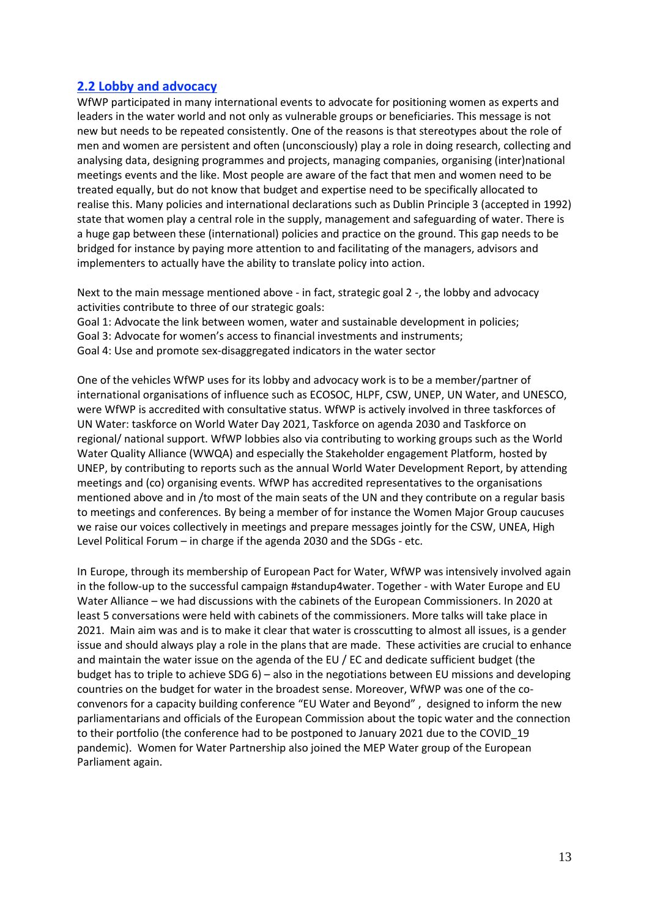## 2.2 Lobby and advocacy

WfWP participated in many international events to advocate for positioning women as experts and leaders in the water world and not only as vulnerable groups or beneficiaries. This message is not new but needs to be repeated consistently. One of the reasons is that stereotypes about the role of men and women are persistent and often (unconsciously) play a role in doing research, collecting and analysing data, designing programmes and projects, managing companies, organising (inter)national meetings events and the like. Most people are aware of the fact that men and women need to be treated equally, but do not know that budget and expertise need to be specifically allocated to realise this. Many policies and international declarations such as Dublin Principle 3 (accepted in 1992) state that women play a central role in the supply, management and safeguarding of water. There is a huge gap between these (international) policies and practice on the ground. This gap needs to be bridged for instance by paying more attention to and facilitating of the managers, advisors and implementers to actually have the ability to translate policy into action.

Next to the main message mentioned above - in fact, strategic goal 2 -, the lobby and advocacy activities contribute to three of our strategic goals:
Goal 1: Advocate the link between women, water and sustainable development in policies;
Goal 3: Advocate for women's access to financial investments and instruments;
Goal 4: Use and promote sex-disaggregated indicators in the water sector

One of the vehicles WfWP uses for its lobby and advocacy work is to be a member/partner of international organisations of influence such as ECOSOC, HLPF, CSW, UNEP, UN Water, and UNESCO, were WfWP is accredited with consultative status. WfWP is actively involved in three taskforces of UN Water: taskforce on World Water Day 2021, Taskforce on agenda 2030 and Taskforce on regional/ national support. WfWP lobbies also via contributing to working groups such as the World Water Quality Alliance (WWQA) and especially the Stakeholder engagement Platform, hosted by UNEP, by contributing to reports such as the annual World Water Development Report, by attending meetings and (co) organising events. WfWP has accredited representatives to the organisations mentioned above and in /to most of the main seats of the UN and they contribute on a regular basis to meetings and conferences. By being a member of for instance the Women Major Group caucuses we raise our voices collectively in meetings and prepare messages jointly for the CSW, UNEA, High Level Political Forum – in charge if the agenda 2030 and the SDGs - etc.

In Europe, through its membership of European Pact for Water, WfWP was intensively involved again in the follow-up to the successful campaign #standup4water. Together - with Water Europe and EU Water Alliance – we had discussions with the cabinets of the European Commissioners. In 2020 at least 5 conversations were held with cabinets of the commissioners. More talks will take place in 2021. Main aim was and is to make it clear that water is crosscutting to almost all issues, is a gender issue and should always play a role in the plans that are made. These activities are crucial to enhance and maintain the water issue on the agenda of the EU / EC and dedicate sufficient budget (the budget has to triple to achieve SDG 6) – also in the negotiations between EU missions and developing countries on the budget for water in the broadest sense. Moreover, WfWP was one of the co-convenors for a capacity building conference "EU Water and Beyond" , designed to inform the new parliamentarians and officials of the European Commission about the topic water and the connection to their portfolio (the conference had to be postponed to January 2021 due to the COVID_19 pandemic). Women for Water Partnership also joined the MEP Water group of the European Parliament again.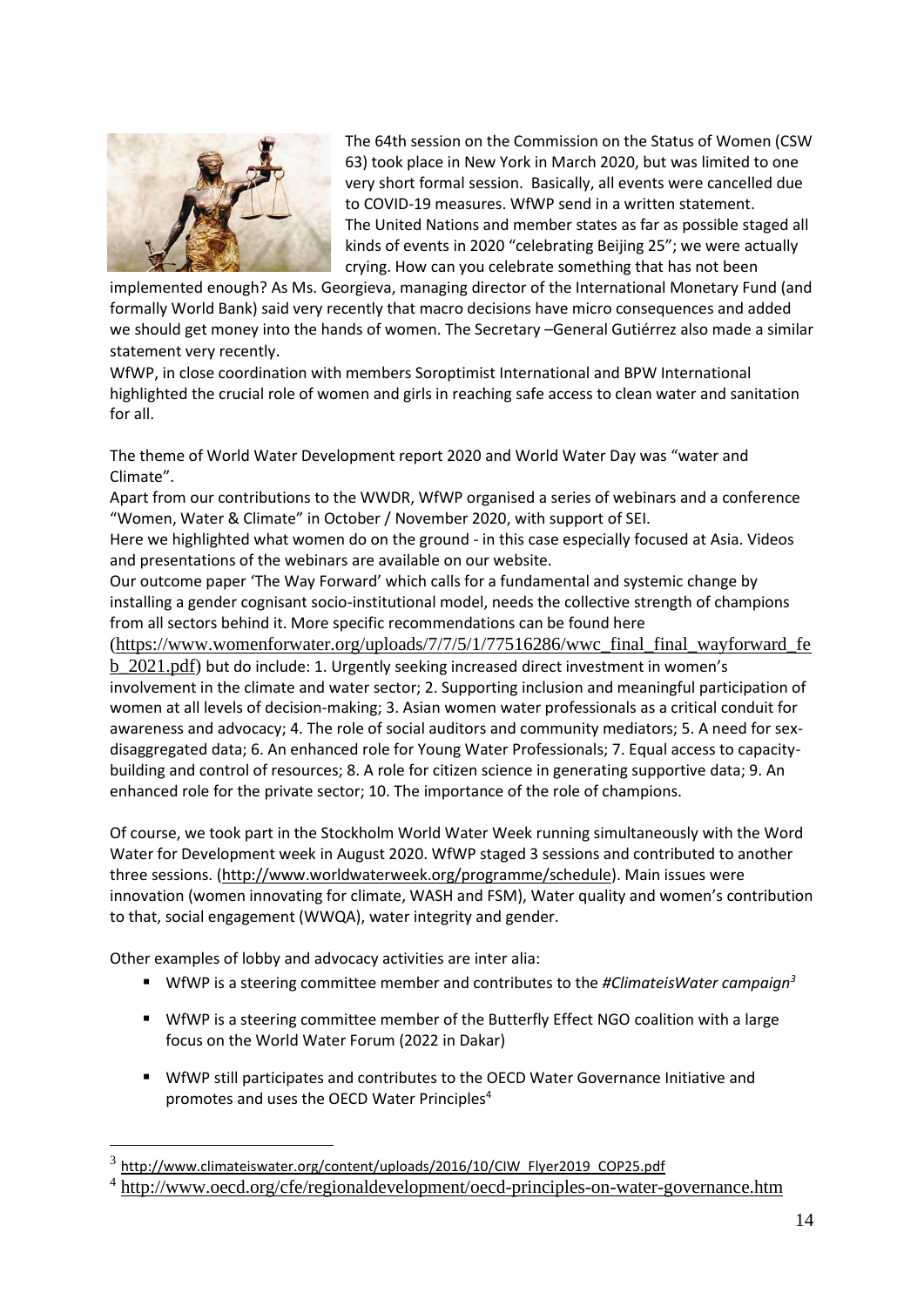The 64th session on the Commission on the Status of Women (CSW 63) took place in New York in March 2020, but was limited to one very short formal session. Basically, all events were cancelled due to COVID-19 measures. WfWP send in a written statement. The United Nations and member states as far as possible staged all kinds of events in 2020 "celebrating Beijing 25"; we were actually crying. How can you celebrate something that has not been implemented enough? As Ms. Georgieva, managing director of the International Monetary Fund (and formally World Bank) said very recently that macro decisions have micro consequences and added we should get money into the hands of women. The Secretary –General Gutiérrez also made a similar statement very recently.

WfWP, in close coordination with members Soroptimist International and BPW International highlighted the crucial role of women and girls in reaching safe access to clean water and sanitation for all.

The theme of World Water Development report 2020 and World Water Day was "water and Climate".

Apart from our contributions to the WWDR, WfWP organised a series of webinars and a conference "Women, Water & Climate" in October / November 2020, with support of SEI.

Here we highlighted what women do on the ground - in this case especially focused at Asia. Videos and presentations of the webinars are available on our website.

Our outcome paper 'The Way Forward' which calls for a fundamental and systemic change by installing a gender cognisant socio-institutional model, needs the collective strength of champions from all sectors behind it. More specific recommendations can be found here (https://www.womenforwater.org/uploads/7/7/5/1/77516286/wwc_final_final_wayforward_feb_2021.pdf) but do include: 1. Urgently seeking increased direct investment in women's involvement in the climate and water sector; 2. Supporting inclusion and meaningful participation of women at all levels of decision-making; 3. Asian women water professionals as a critical conduit for awareness and advocacy; 4. The role of social auditors and community mediators; 5. A need for sex-disaggregated data; 6. An enhanced role for Young Water Professionals; 7. Equal access to capacity-building and control of resources; 8. A role for citizen science in generating supportive data; 9. An enhanced role for the private sector; 10. The importance of the role of champions.

Of course, we took part in the Stockholm World Water Week running simultaneously with the Word Water for Development week in August 2020. WfWP staged 3 sessions and contributed to another three sessions. (http://www.worldwaterweek.org/programme/schedule). Main issues were innovation (women innovating for climate, WASH and FSM), Water quality and women's contribution to that, social engagement (WWQA), water integrity and gender.

Other examples of lobby and advocacy activities are inter alia:

- WfWP is a steering committee member and contributes to the *#ClimateisWater campaign*[3]
- WfWP is a steering committee member of the Butterfly Effect NGO coalition with a large focus on the World Water Forum (2022 in Dakar)
- WfWP still participates and contributes to the OECD Water Governance Initiative and promotes and uses the OECD Water Principles[4]

---

[3] http://www.climateiswater.org/content/uploads/2016/10/CIW_Flyer2019_COP25.pdf

[4] http://www.oecd.org/cfe/regionaldevelopment/oecd-principles-on-water-governance.htm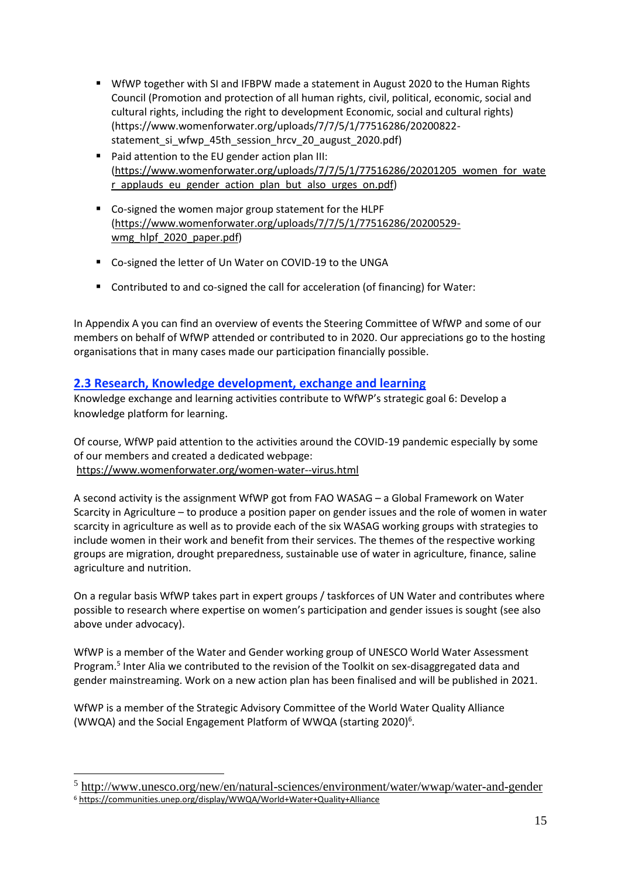- WfWP together with SI and IFBPW made a statement in August 2020 to the Human Rights Council (Promotion and protection of all human rights, civil, political, economic, social and cultural rights, including the right to development Economic, social and cultural rights) (https://www.womenforwater.org/uploads/7/7/5/1/77516286/20200822-statement_si_wfwp_45th_session_hrcv_20_august_2020.pdf)
- Paid attention to the EU gender action plan III: (https://www.womenforwater.org/uploads/7/7/5/1/77516286/20201205_women_for_water_applauds_eu_gender_action_plan_but_also_urges_on.pdf)
- Co-signed the women major group statement for the HLPF (https://www.womenforwater.org/uploads/7/7/5/1/77516286/20200529-wmg_hlpf_2020_paper.pdf)
- Co-signed the letter of Un Water on COVID-19 to the UNGA
- Contributed to and co-signed the call for acceleration (of financing) for Water:

In Appendix A you can find an overview of events the Steering Committee of WfWP and some of our members on behalf of WfWP attended or contributed to in 2020. Our appreciations go to the hosting organisations that in many cases made our participation financially possible.

## 2.3 Research, Knowledge development, exchange and learning

Knowledge exchange and learning activities contribute to WfWP's strategic goal 6: Develop a knowledge platform for learning.

Of course, WfWP paid attention to the activities around the COVID-19 pandemic especially by some of our members and created a dedicated webpage:
https://www.womenforwater.org/women-water--virus.html

A second activity is the assignment WfWP got from FAO WASAG – a Global Framework on Water Scarcity in Agriculture – to produce a position paper on gender issues and the role of women in water scarcity in agriculture as well as to provide each of the six WASAG working groups with strategies to include women in their work and benefit from their services. The themes of the respective working groups are migration, drought preparedness, sustainable use of water in agriculture, finance, saline agriculture and nutrition.

On a regular basis WfWP takes part in expert groups / taskforces of UN Water and contributes where possible to research where expertise on women's participation and gender issues is sought (see also above under advocacy).

WfWP is a member of the Water and Gender working group of UNESCO World Water Assessment Program.[5] Inter Alia we contributed to the revision of the Toolkit on sex-disaggregated data and gender mainstreaming. Work on a new action plan has been finalised and will be published in 2021.

WfWP is a member of the Strategic Advisory Committee of the World Water Quality Alliance (WWQA) and the Social Engagement Platform of WWQA (starting 2020)[6].

[5] http://www.unesco.org/new/en/natural-sciences/environment/water/wwap/water-and-gender

[6] https://communities.unep.org/display/WWQA/World+Water+Quality+Alliance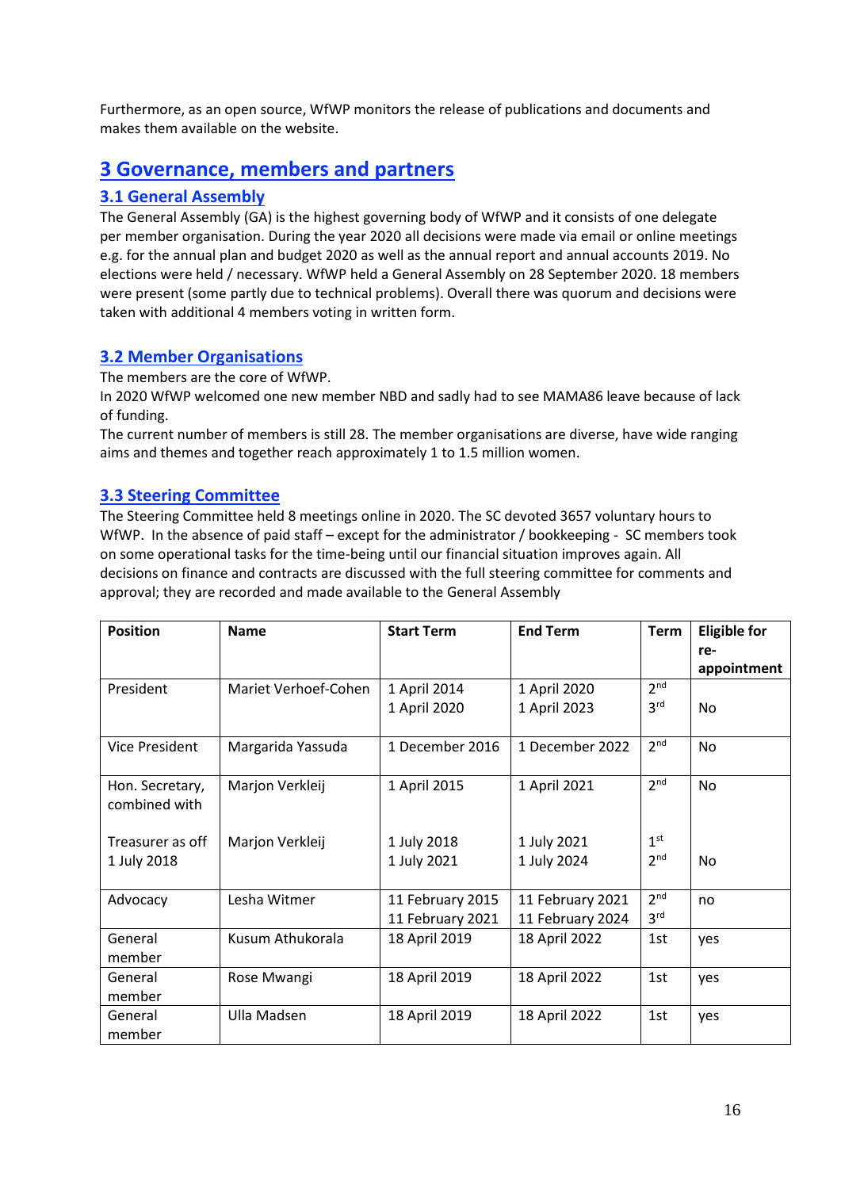Furthermore, as an open source, WfWP monitors the release of publications and documents and makes them available on the website.

## 3 Governance, members and partners

### 3.1 General Assembly

The General Assembly (GA) is the highest governing body of WfWP and it consists of one delegate per member organisation. During the year 2020 all decisions were made via email or online meetings e.g. for the annual plan and budget 2020 as well as the annual report and annual accounts 2019. No elections were held / necessary. WfWP held a General Assembly on 28 September 2020. 18 members were present (some partly due to technical problems). Overall there was quorum and decisions were taken with additional 4 members voting in written form.

### 3.2 Member Organisations

The members are the core of WfWP.

In 2020 WfWP welcomed one new member NBD and sadly had to see MAMA86 leave because of lack of funding.

The current number of members is still 28. The member organisations are diverse, have wide ranging aims and themes and together reach approximately 1 to 1.5 million women.

### 3.3 Steering Committee

The Steering Committee held 8 meetings online in 2020. The SC devoted 3657 voluntary hours to WfWP. In the absence of paid staff – except for the administrator / bookkeeping - SC members took on some operational tasks for the time-being until our financial situation improves again. All decisions on finance and contracts are discussed with the full steering committee for comments and approval; they are recorded and made available to the General Assembly

| Position | Name | Start Term | End Term | Term | Eligible for re-appointment |
|---|---|---|---|---|---|
| President | Mariet Verhoef-Cohen | 1 April 2014<br>1 April 2020 | 1 April 2020<br>1 April 2023 | 2nd<br>3rd | No |
| Vice President | Margarida Yassuda | 1 December 2016 | 1 December 2022 | 2nd | No |
| Hon. Secretary, combined with | Marjon Verkleij | 1 April 2015 | 1 April 2021 | 2nd | No |
| Treasurer as off 1 July 2018 | Marjon Verkleij | 1 July 2018<br>1 July 2021 | 1 July 2021<br>1 July 2024 | 1st<br>2nd | No |
| Advocacy | Lesha Witmer | 11 February 2015<br>11 February 2021 | 11 February 2021<br>11 February 2024 | 2nd<br>3rd | no |
| General member | Kusum Athukorala | 18 April 2019 | 18 April 2022 | 1st | yes |
| General member | Rose Mwangi | 18 April 2019 | 18 April 2022 | 1st | yes |
| General member | Ulla Madsen | 18 April 2019 | 18 April 2022 | 1st | yes |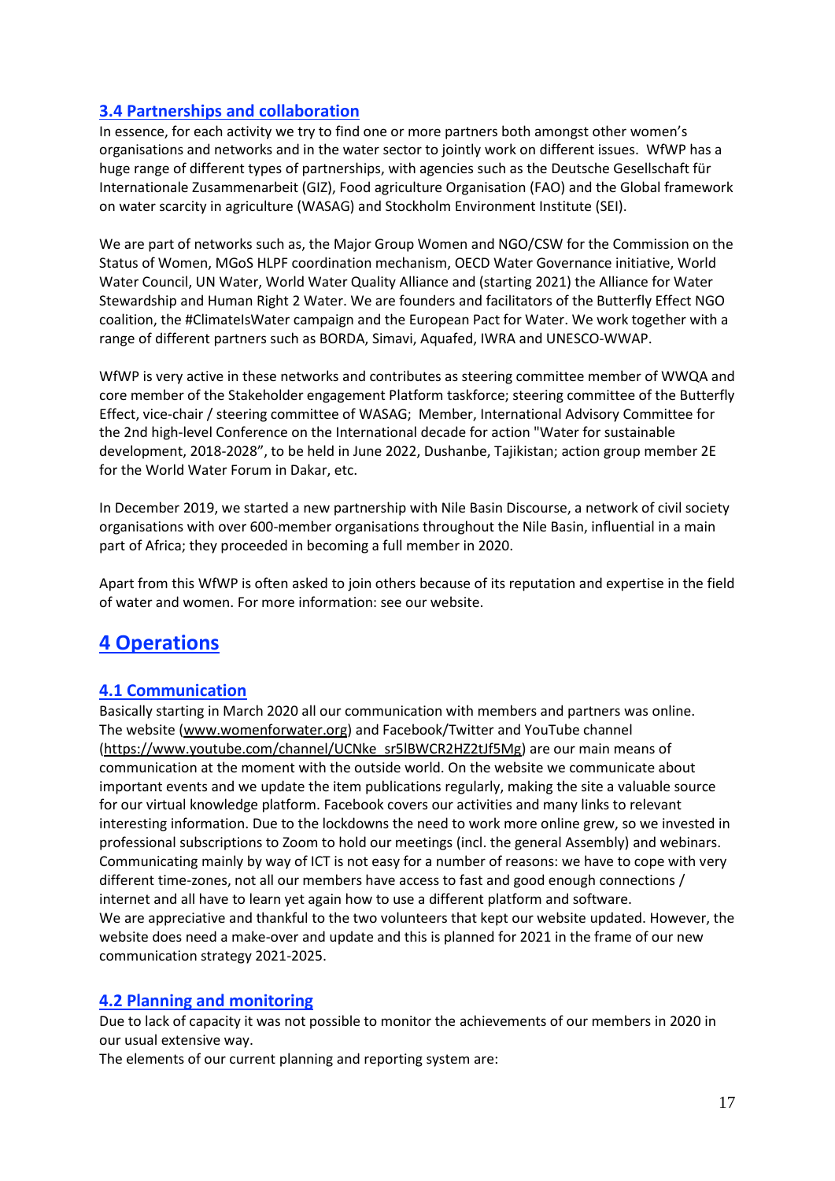### 3.4 Partnerships and collaboration

In essence, for each activity we try to find one or more partners both amongst other women's organisations and networks and in the water sector to jointly work on different issues. WfWP has a huge range of different types of partnerships, with agencies such as the Deutsche Gesellschaft für Internationale Zusammenarbeit (GIZ), Food agriculture Organisation (FAO) and the Global framework on water scarcity in agriculture (WASAG) and Stockholm Environment Institute (SEI).

We are part of networks such as, the Major Group Women and NGO/CSW for the Commission on the Status of Women, MGoS HLPF coordination mechanism, OECD Water Governance initiative, World Water Council, UN Water, World Water Quality Alliance and (starting 2021) the Alliance for Water Stewardship and Human Right 2 Water. We are founders and facilitators of the Butterfly Effect NGO coalition, the #ClimateIsWater campaign and the European Pact for Water. We work together with a range of different partners such as BORDA, Simavi, Aquafed, IWRA and UNESCO-WWAP.

WfWP is very active in these networks and contributes as steering committee member of WWQA and core member of the Stakeholder engagement Platform taskforce; steering committee of the Butterfly Effect, vice-chair / steering committee of WASAG; Member, International Advisory Committee for the 2nd high-level Conference on the International decade for action "Water for sustainable development, 2018-2028", to be held in June 2022, Dushanbe, Tajikistan; action group member 2E for the World Water Forum in Dakar, etc.

In December 2019, we started a new partnership with Nile Basin Discourse, a network of civil society organisations with over 600-member organisations throughout the Nile Basin, influential in a main part of Africa; they proceeded in becoming a full member in 2020.

Apart from this WfWP is often asked to join others because of its reputation and expertise in the field of water and women. For more information: see our website.

## 4 Operations

### 4.1 Communication

Basically starting in March 2020 all our communication with members and partners was online. The website (www.womenforwater.org) and Facebook/Twitter and YouTube channel (https://www.youtube.com/channel/UCNke_sr5lBWCR2HZ2tJf5Mg) are our main means of communication at the moment with the outside world. On the website we communicate about important events and we update the item publications regularly, making the site a valuable source for our virtual knowledge platform. Facebook covers our activities and many links to relevant interesting information. Due to the lockdowns the need to work more online grew, so we invested in professional subscriptions to Zoom to hold our meetings (incl. the general Assembly) and webinars. Communicating mainly by way of ICT is not easy for a number of reasons: we have to cope with very different time-zones, not all our members have access to fast and good enough connections / internet and all have to learn yet again how to use a different platform and software.
We are appreciative and thankful to the two volunteers that kept our website updated. However, the website does need a make-over and update and this is planned for 2021 in the frame of our new communication strategy 2021-2025.

### 4.2 Planning and monitoring

Due to lack of capacity it was not possible to monitor the achievements of our members in 2020 in our usual extensive way.
The elements of our current planning and reporting system are: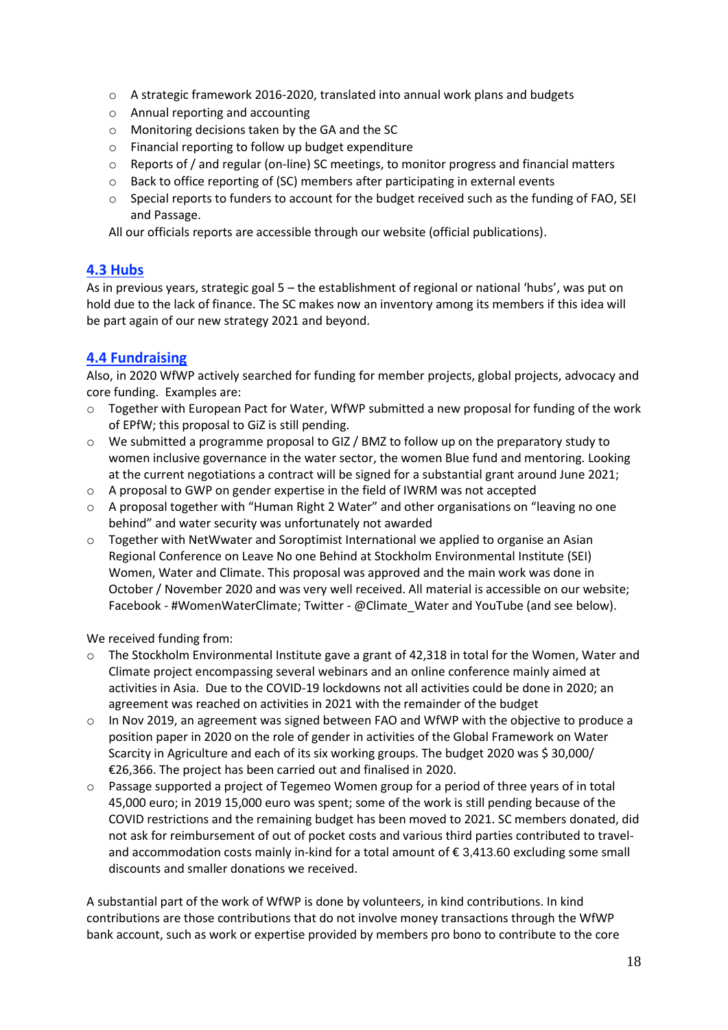- A strategic framework 2016-2020, translated into annual work plans and budgets
- Annual reporting and accounting
- Monitoring decisions taken by the GA and the SC
- Financial reporting to follow up budget expenditure
- Reports of / and regular (on-line) SC meetings, to monitor progress and financial matters
- Back to office reporting of (SC) members after participating in external events
- Special reports to funders to account for the budget received such as the funding of FAO, SEI and Passage.

All our officials reports are accessible through our website (official publications).

## 4.3 Hubs

As in previous years, strategic goal 5 – the establishment of regional or national 'hubs', was put on hold due to the lack of finance. The SC makes now an inventory among its members if this idea will be part again of our new strategy 2021 and beyond.

## 4.4 Fundraising

Also, in 2020 WfWP actively searched for funding for member projects, global projects, advocacy and core funding. Examples are:

- Together with European Pact for Water, WfWP submitted a new proposal for funding of the work of EPfW; this proposal to GiZ is still pending.
- We submitted a programme proposal to GIZ / BMZ to follow up on the preparatory study to women inclusive governance in the water sector, the women Blue fund and mentoring. Looking at the current negotiations a contract will be signed for a substantial grant around June 2021;
- A proposal to GWP on gender expertise in the field of IWRM was not accepted
- A proposal together with "Human Right 2 Water" and other organisations on "leaving no one behind" and water security was unfortunately not awarded
- Together with NetWwater and Soroptimist International we applied to organise an Asian Regional Conference on Leave No one Behind at Stockholm Environmental Institute (SEI) Women, Water and Climate. This proposal was approved and the main work was done in October / November 2020 and was very well received. All material is accessible on our website; Facebook - #WomenWaterClimate; Twitter - @Climate_Water and YouTube (and see below).

We received funding from:

- The Stockholm Environmental Institute gave a grant of 42,318 in total for the Women, Water and Climate project encompassing several webinars and an online conference mainly aimed at activities in Asia. Due to the COVID-19 lockdowns not all activities could be done in 2020; an agreement was reached on activities in 2021 with the remainder of the budget
- In Nov 2019, an agreement was signed between FAO and WfWP with the objective to produce a position paper in 2020 on the role of gender in activities of the Global Framework on Water Scarcity in Agriculture and each of its six working groups. The budget 2020 was $ 30,000/ €26,366. The project has been carried out and finalised in 2020.
- Passage supported a project of Tegemeo Women group for a period of three years of in total 45,000 euro; in 2019 15,000 euro was spent; some of the work is still pending because of the COVID restrictions and the remaining budget has been moved to 2021. SC members donated, did not ask for reimbursement of out of pocket costs and various third parties contributed to travel- and accommodation costs mainly in-kind for a total amount of € 3,413.60 excluding some small discounts and smaller donations we received.

A substantial part of the work of WfWP is done by volunteers, in kind contributions. In kind contributions are those contributions that do not involve money transactions through the WfWP bank account, such as work or expertise provided by members pro bono to contribute to the core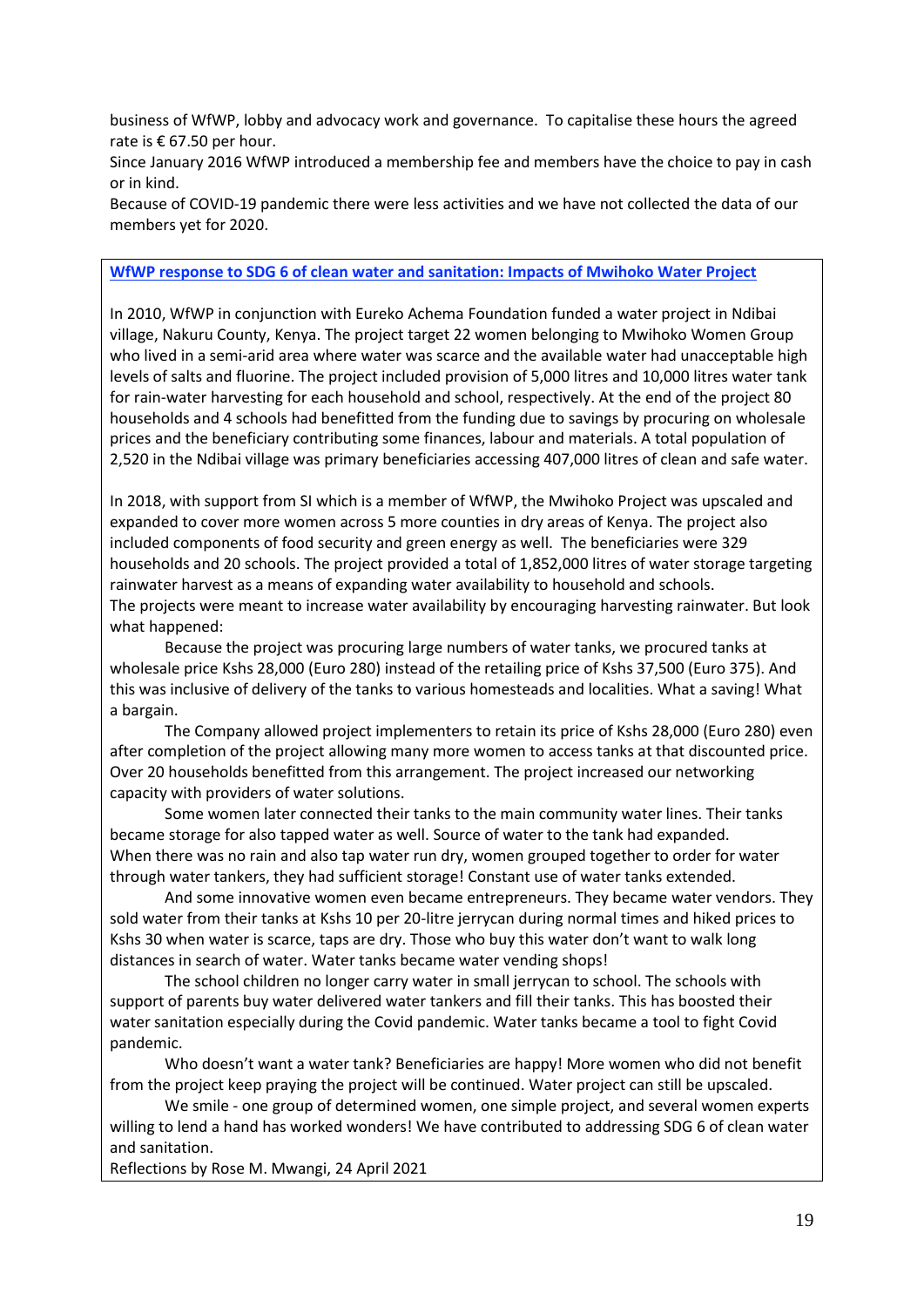business of WfWP, lobby and advocacy work and governance. To capitalise these hours the agreed rate is € 67.50 per hour.

Since January 2016 WfWP introduced a membership fee and members have the choice to pay in cash or in kind.

Because of COVID-19 pandemic there were less activities and we have not collected the data of our members yet for 2020.

**WfWP response to SDG 6 of clean water and sanitation: Impacts of Mwihoko Water Project**

In 2010, WfWP in conjunction with Eureko Achema Foundation funded a water project in Ndibai village, Nakuru County, Kenya. The project target 22 women belonging to Mwihoko Women Group who lived in a semi-arid area where water was scarce and the available water had unacceptable high levels of salts and fluorine. The project included provision of 5,000 litres and 10,000 litres water tank for rain-water harvesting for each household and school, respectively. At the end of the project 80 households and 4 schools had benefitted from the funding due to savings by procuring on wholesale prices and the beneficiary contributing some finances, labour and materials. A total population of 2,520 in the Ndibai village was primary beneficiaries accessing 407,000 litres of clean and safe water.

In 2018, with support from SI which is a member of WfWP, the Mwihoko Project was upscaled and expanded to cover more women across 5 more counties in dry areas of Kenya. The project also included components of food security and green energy as well. The beneficiaries were 329 households and 20 schools. The project provided a total of 1,852,000 litres of water storage targeting rainwater harvest as a means of expanding water availability to household and schools.
The projects were meant to increase water availability by encouraging harvesting rainwater. But look what happened:

Because the project was procuring large numbers of water tanks, we procured tanks at wholesale price Kshs 28,000 (Euro 280) instead of the retailing price of Kshs 37,500 (Euro 375). And this was inclusive of delivery of the tanks to various homesteads and localities. What a saving! What a bargain.

The Company allowed project implementers to retain its price of Kshs 28,000 (Euro 280) even after completion of the project allowing many more women to access tanks at that discounted price. Over 20 households benefitted from this arrangement. The project increased our networking capacity with providers of water solutions.

Some women later connected their tanks to the main community water lines. Their tanks became storage for also tapped water as well. Source of water to the tank had expanded. When there was no rain and also tap water run dry, women grouped together to order for water through water tankers, they had sufficient storage! Constant use of water tanks extended.

And some innovative women even became entrepreneurs. They became water vendors. They sold water from their tanks at Kshs 10 per 20-litre jerrycan during normal times and hiked prices to Kshs 30 when water is scarce, taps are dry. Those who buy this water don't want to walk long distances in search of water. Water tanks became water vending shops!

The school children no longer carry water in small jerrycan to school. The schools with support of parents buy water delivered water tankers and fill their tanks. This has boosted their water sanitation especially during the Covid pandemic. Water tanks became a tool to fight Covid pandemic.

Who doesn't want a water tank? Beneficiaries are happy! More women who did not benefit from the project keep praying the project will be continued. Water project can still be upscaled.

We smile - one group of determined women, one simple project, and several women experts willing to lend a hand has worked wonders! We have contributed to addressing SDG 6 of clean water and sanitation.

Reflections by Rose M. Mwangi, 24 April 2021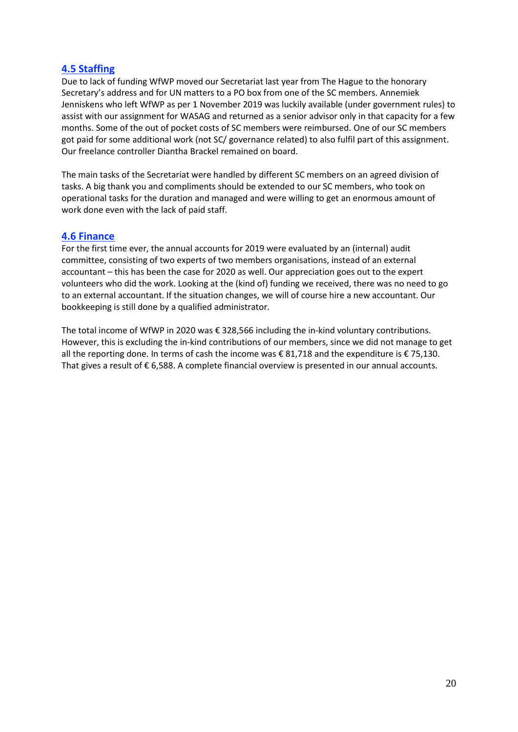### 4.5 Staffing

Due to lack of funding WfWP moved our Secretariat last year from The Hague to the honorary Secretary's address and for UN matters to a PO box from one of the SC members. Annemiek Jenniskens who left WfWP as per 1 November 2019 was luckily available (under government rules) to assist with our assignment for WASAG and returned as a senior advisor only in that capacity for a few months. Some of the out of pocket costs of SC members were reimbursed. One of our SC members got paid for some additional work (not SC/ governance related) to also fulfil part of this assignment. Our freelance controller Diantha Brackel remained on board.

The main tasks of the Secretariat were handled by different SC members on an agreed division of tasks. A big thank you and compliments should be extended to our SC members, who took on operational tasks for the duration and managed and were willing to get an enormous amount of work done even with the lack of paid staff.

### 4.6 Finance

For the first time ever, the annual accounts for 2019 were evaluated by an (internal) audit committee, consisting of two experts of two members organisations, instead of an external accountant – this has been the case for 2020 as well. Our appreciation goes out to the expert volunteers who did the work. Looking at the (kind of) funding we received, there was no need to go to an external accountant. If the situation changes, we will of course hire a new accountant. Our bookkeeping is still done by a qualified administrator.

The total income of WfWP in 2020 was € 328,566 including the in-kind voluntary contributions. However, this is excluding the in-kind contributions of our members, since we did not manage to get all the reporting done. In terms of cash the income was € 81,718 and the expenditure is € 75,130. That gives a result of € 6,588. A complete financial overview is presented in our annual accounts.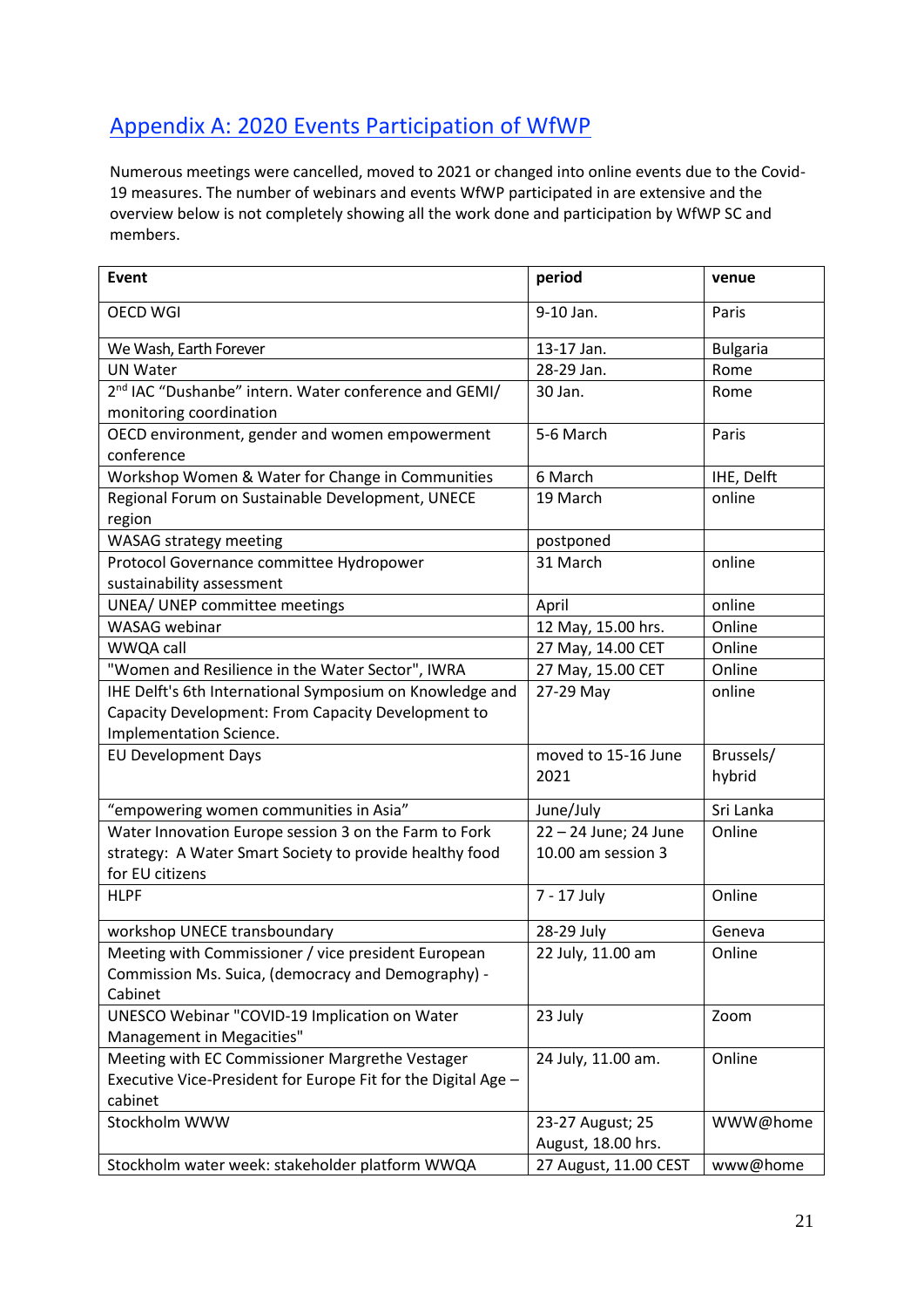## Appendix A: 2020 Events Participation of WfWP

Numerous meetings were cancelled, moved to 2021 or changed into online events due to the Covid-19 measures. The number of webinars and events WfWP participated in are extensive and the overview below is not completely showing all the work done and participation by WfWP SC and members.

| **Event** | **period** | **venue** |
|---|---|---|
| OECD WGI | 9-10 Jan. | Paris |
| We Wash, Earth Forever | 13-17 Jan. | Bulgaria |
| UN Water | 28-29 Jan. | Rome |
| 2nd IAC "Dushanbe" intern. Water conference and GEMI/ monitoring coordination | 30 Jan. | Rome |
| OECD environment, gender and women empowerment conference | 5-6 March | Paris |
| Workshop Women & Water for Change in Communities | 6 March | IHE, Delft |
| Regional Forum on Sustainable Development, UNECE region | 19 March | online |
| WASAG strategy meeting | postponed | |
| Protocol Governance committee Hydropower sustainability assessment | 31 March | online |
| UNEA/ UNEP committee meetings | April | online |
| WASAG webinar | 12 May, 15.00 hrs. | Online |
| WWQA call | 27 May, 14.00 CET | Online |
| "Women and Resilience in the Water Sector", IWRA | 27 May, 15.00 CET | Online |
| IHE Delft's 6th International Symposium on Knowledge and Capacity Development: From Capacity Development to Implementation Science. | 27-29 May | online |
| EU Development Days | moved to 15-16 June 2021 | Brussels/ hybrid |
| "empowering women communities in Asia" | June/July | Sri Lanka |
| Water Innovation Europe session 3 on the Farm to Fork strategy: A Water Smart Society to provide healthy food for EU citizens | 22 – 24 June; 24 June 10.00 am session 3 | Online |
| HLPF | 7 - 17 July | Online |
| workshop UNECE transboundary | 28-29 July | Geneva |
| Meeting with Commissioner / vice president European Commission Ms. Suica, (democracy and Demography) - Cabinet | 22 July, 11.00 am | Online |
| UNESCO Webinar "COVID-19 Implication on Water Management in Megacities" | 23 July | Zoom |
| Meeting with EC Commissioner Margrethe Vestager Executive Vice-President for Europe Fit for the Digital Age – cabinet | 24 July, 11.00 am. | Online |
| Stockholm WWW | 23-27 August; 25 August, 18.00 hrs. | WWW@home |
| Stockholm water week: stakeholder platform WWQA | 27 August, 11.00 CEST | www@home |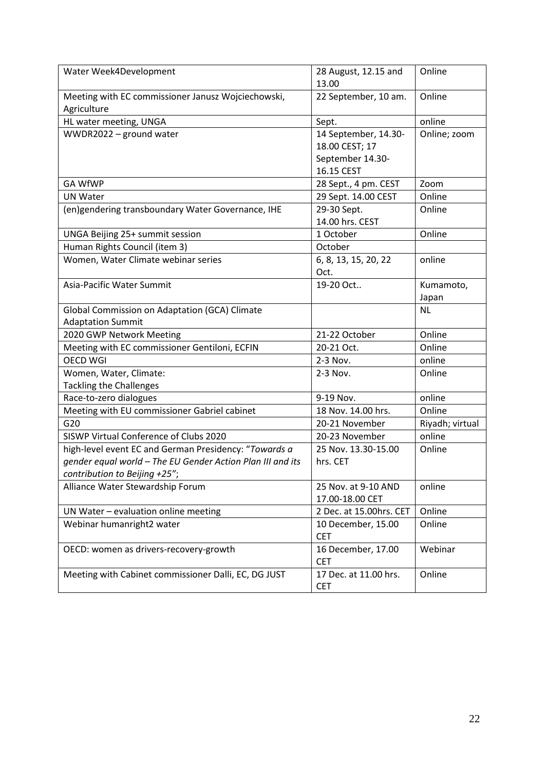| | | |
|---|---|---|
| Water Week4Development | 28 August, 12.15 and 13.00 | Online |
| Meeting with EC commissioner Janusz Wojciechowski, Agriculture | 22 September, 10 am. | Online |
| HL water meeting, UNGA | Sept. | online |
| WWDR2022 – ground water | 14 September, 14.30-18.00 CEST; 17 September 14.30-16.15 CEST | Online; zoom |
| GA WfWP | 28 Sept., 4 pm. CEST | Zoom |
| UN Water | 29 Sept. 14.00 CEST | Online |
| (en)gendering transboundary Water Governance, IHE | 29-30 Sept. 14.00 hrs. CEST | Online |
| UNGA Beijing 25+ summit session | 1 October | Online |
| Human Rights Council (item 3) | October | |
| Women, Water Climate webinar series | 6, 8, 13, 15, 20, 22 Oct. | online |
| Asia-Pacific Water Summit | 19-20 Oct.. | Kumamoto, Japan |
| Global Commission on Adaptation (GCA) Climate Adaptation Summit | | NL |
| 2020 GWP Network Meeting | 21-22 October | Online |
| Meeting with EC commissioner Gentiloni, ECFIN | 20-21 Oct. | Online |
| OECD WGI | 2-3 Nov. | online |
| Women, Water, Climate: Tackling the Challenges | 2-3 Nov. | Online |
| Race-to-zero dialogues | 9-19 Nov. | online |
| Meeting with EU commissioner Gabriel cabinet | 18 Nov. 14.00 hrs. | Online |
| G20 | 20-21 November | Riyadh; virtual |
| SISWP Virtual Conference of Clubs 2020 | 20-23 November | online |
| high-level event EC and German Presidency: "*Towards a gender equal world – The EU Gender Action Plan III and its contribution to Beijing +25*"; | 25 Nov. 13.30-15.00 hrs. CET | Online |
| Alliance Water Stewardship Forum | 25 Nov. at 9-10 AND 17.00-18.00 CET | online |
| UN Water – evaluation online meeting | 2 Dec. at 15.00hrs. CET | Online |
| Webinar humanright2 water | 10 December, 15.00 CET | Online |
| OECD: women as drivers-recovery-growth | 16 December, 17.00 CET | Webinar |
| Meeting with Cabinet commissioner Dalli, EC, DG JUST | 17 Dec. at 11.00 hrs. CET | Online |